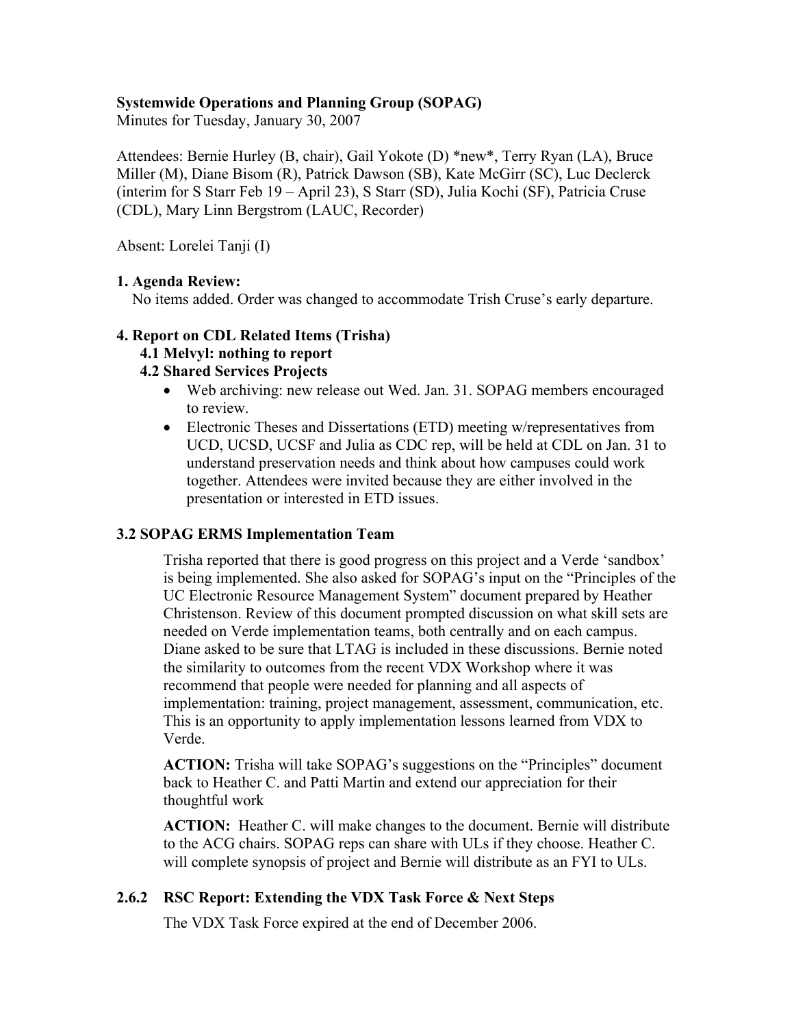**Systemwide Operations and Planning Group (SOPAG)**
Minutes for Tuesday, January 30, 2007

Attendees: Bernie Hurley (B, chair), Gail Yokote (D) *new*, Terry Ryan (LA), Bruce Miller (M), Diane Bisom (R), Patrick Dawson (SB), Kate McGirr (SC), Luc Declerck (interim for S Starr Feb 19 – April 23), S Starr (SD), Julia Kochi (SF), Patricia Cruse (CDL), Mary Linn Bergstrom (LAUC, Recorder)

Absent: Lorelei Tanji (I)

### 1. Agenda Review:

No items added. Order was changed to accommodate Trish Cruse's early departure.

### 4. Report on CDL Related Items (Trisha)

#### 4.1 Melvyl: nothing to report

#### 4.2 Shared Services Projects

- Web archiving: new release out Wed. Jan. 31. SOPAG members encouraged to review.
- Electronic Theses and Dissertations (ETD) meeting w/representatives from UCD, UCSD, UCSF and Julia as CDC rep, will be held at CDL on Jan. 31 to understand preservation needs and think about how campuses could work together. Attendees were invited because they are either involved in the presentation or interested in ETD issues.

### 3.2 SOPAG ERMS Implementation Team

Trisha reported that there is good progress on this project and a Verde 'sandbox' is being implemented. She also asked for SOPAG's input on the "Principles of the UC Electronic Resource Management System" document prepared by Heather Christenson. Review of this document prompted discussion on what skill sets are needed on Verde implementation teams, both centrally and on each campus. Diane asked to be sure that LTAG is included in these discussions. Bernie noted the similarity to outcomes from the recent VDX Workshop where it was recommend that people were needed for planning and all aspects of implementation: training, project management, assessment, communication, etc. This is an opportunity to apply implementation lessons learned from VDX to Verde.

**ACTION:** Trisha will take SOPAG's suggestions on the "Principles" document back to Heather C. and Patti Martin and extend our appreciation for their thoughtful work

**ACTION:** Heather C. will make changes to the document. Bernie will distribute to the ACG chairs. SOPAG reps can share with ULs if they choose. Heather C. will complete synopsis of project and Bernie will distribute as an FYI to ULs.

### 2.6.2 RSC Report: Extending the VDX Task Force & Next Steps

The VDX Task Force expired at the end of December 2006.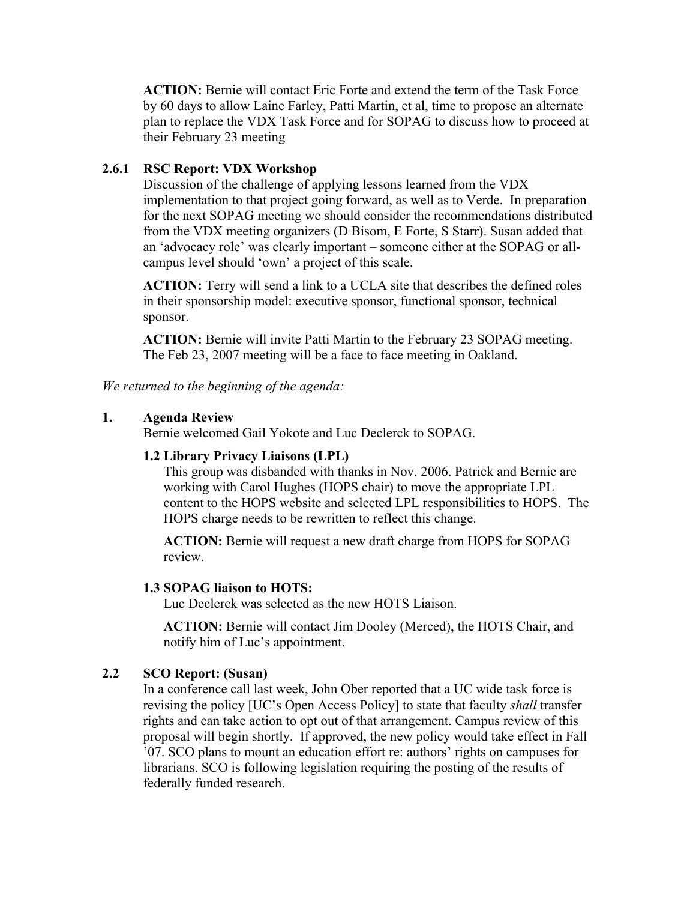**ACTION:** Bernie will contact Eric Forte and extend the term of the Task Force by 60 days to allow Laine Farley, Patti Martin, et al, time to propose an alternate plan to replace the VDX Task Force and for SOPAG to discuss how to proceed at their February 23 meeting

### 2.6.1 RSC Report: VDX Workshop

Discussion of the challenge of applying lessons learned from the VDX implementation to that project going forward, as well as to Verde. In preparation for the next SOPAG meeting we should consider the recommendations distributed from the VDX meeting organizers (D Bisom, E Forte, S Starr). Susan added that an 'advocacy role' was clearly important – someone either at the SOPAG or all-campus level should 'own' a project of this scale.

**ACTION:** Terry will send a link to a UCLA site that describes the defined roles in their sponsorship model: executive sponsor, functional sponsor, technical sponsor.

**ACTION:** Bernie will invite Patti Martin to the February 23 SOPAG meeting. The Feb 23, 2007 meeting will be a face to face meeting in Oakland.

*We returned to the beginning of the agenda:*

### 1. Agenda Review

Bernie welcomed Gail Yokote and Luc Declerck to SOPAG.

#### 1.2 Library Privacy Liaisons (LPL)

This group was disbanded with thanks in Nov. 2006. Patrick and Bernie are working with Carol Hughes (HOPS chair) to move the appropriate LPL content to the HOPS website and selected LPL responsibilities to HOPS. The HOPS charge needs to be rewritten to reflect this change.

**ACTION:** Bernie will request a new draft charge from HOPS for SOPAG review.

#### 1.3 SOPAG liaison to HOTS:

Luc Declerck was selected as the new HOTS Liaison.

**ACTION:** Bernie will contact Jim Dooley (Merced), the HOTS Chair, and notify him of Luc's appointment.

### 2.2 SCO Report: (Susan)

In a conference call last week, John Ober reported that a UC wide task force is revising the policy [UC's Open Access Policy] to state that faculty *shall* transfer rights and can take action to opt out of that arrangement. Campus review of this proposal will begin shortly. If approved, the new policy would take effect in Fall '07. SCO plans to mount an education effort re: authors' rights on campuses for librarians. SCO is following legislation requiring the posting of the results of federally funded research.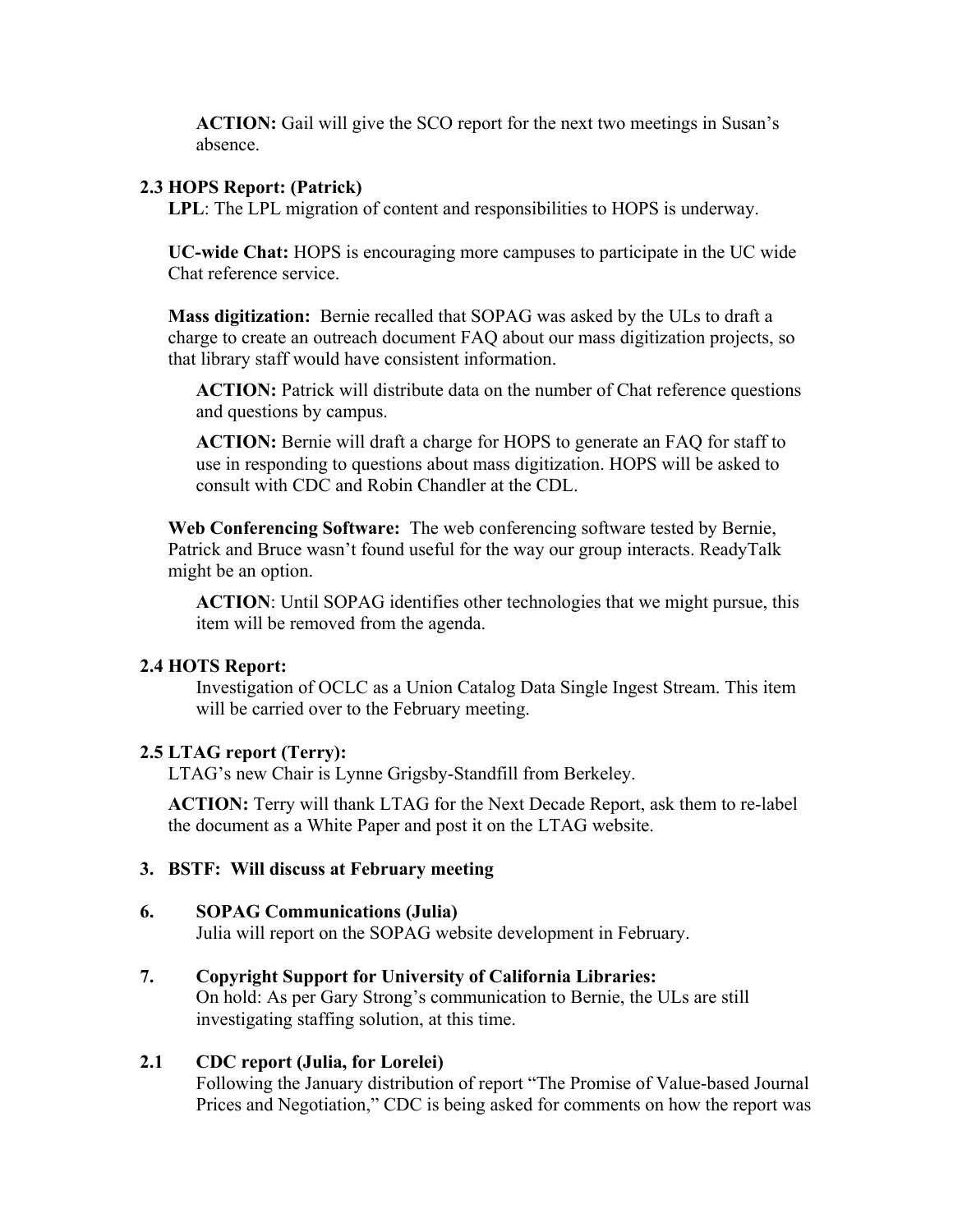**ACTION:** Gail will give the SCO report for the next two meetings in Susan's absence.

### 2.3 HOPS Report: (Patrick)

**LPL**: The LPL migration of content and responsibilities to HOPS is underway.

**UC-wide Chat:** HOPS is encouraging more campuses to participate in the UC wide Chat reference service.

**Mass digitization:** Bernie recalled that SOPAG was asked by the ULs to draft a charge to create an outreach document FAQ about our mass digitization projects, so that library staff would have consistent information.

**ACTION:** Patrick will distribute data on the number of Chat reference questions and questions by campus.

**ACTION:** Bernie will draft a charge for HOPS to generate an FAQ for staff to use in responding to questions about mass digitization. HOPS will be asked to consult with CDC and Robin Chandler at the CDL.

**Web Conferencing Software:** The web conferencing software tested by Bernie, Patrick and Bruce wasn't found useful for the way our group interacts. ReadyTalk might be an option.

**ACTION**: Until SOPAG identifies other technologies that we might pursue, this item will be removed from the agenda.

### 2.4 HOTS Report:

Investigation of OCLC as a Union Catalog Data Single Ingest Stream. This item will be carried over to the February meeting.

### 2.5 LTAG report (Terry):

LTAG's new Chair is Lynne Grigsby-Standfill from Berkeley.

**ACTION:** Terry will thank LTAG for the Next Decade Report, ask them to re-label the document as a White Paper and post it on the LTAG website.

### 3. BSTF: Will discuss at February meeting

### 6. SOPAG Communications (Julia)

Julia will report on the SOPAG website development in February.

### 7. Copyright Support for University of California Libraries:

On hold: As per Gary Strong's communication to Bernie, the ULs are still investigating staffing solution, at this time.

### 2.1 CDC report (Julia, for Lorelei)

Following the January distribution of report "The Promise of Value-based Journal Prices and Negotiation," CDC is being asked for comments on how the report was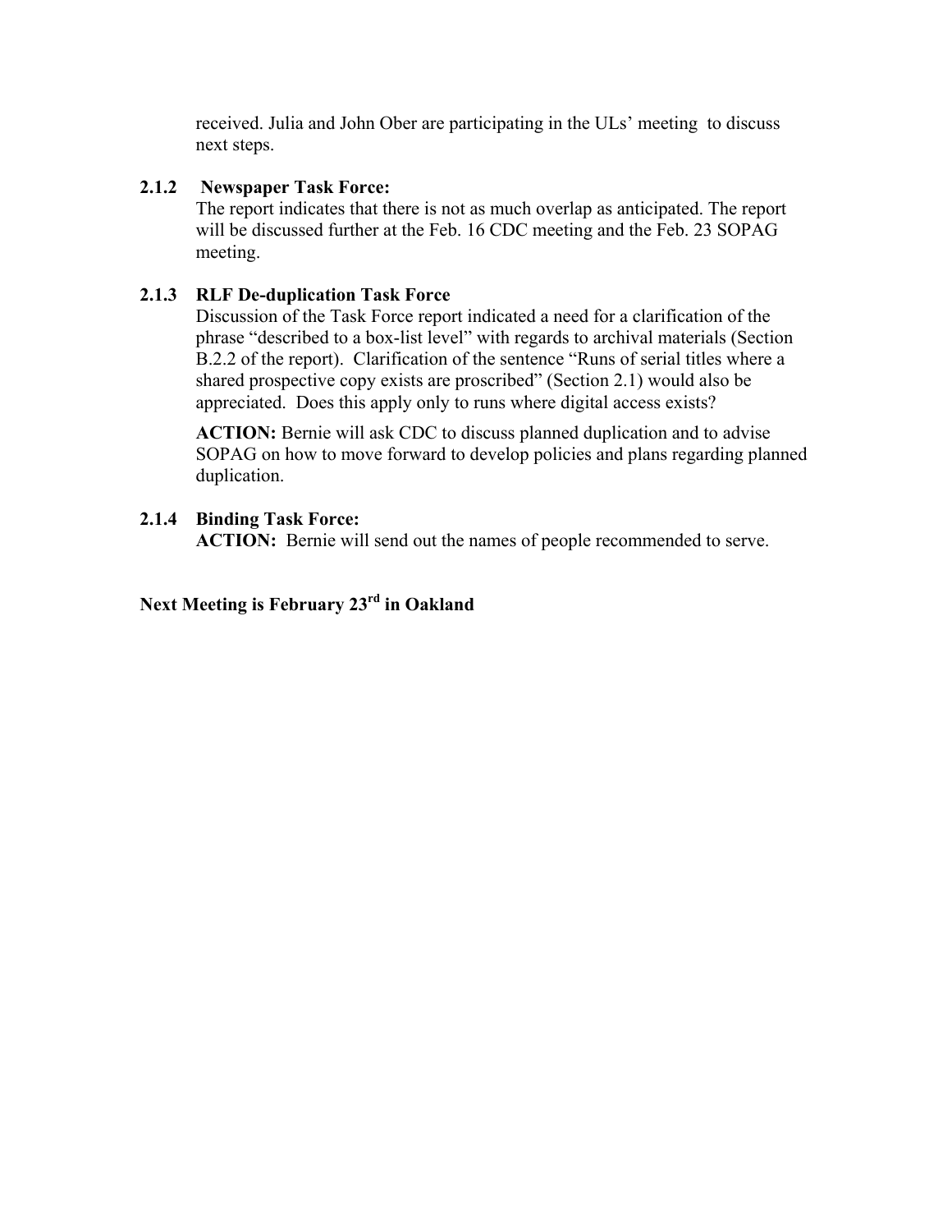received. Julia and John Ober are participating in the ULs' meeting to discuss next steps.

#### 2.1.2 Newspaper Task Force:

The report indicates that there is not as much overlap as anticipated. The report will be discussed further at the Feb. 16 CDC meeting and the Feb. 23 SOPAG meeting.

#### 2.1.3 RLF De-duplication Task Force

Discussion of the Task Force report indicated a need for a clarification of the phrase "described to a box-list level" with regards to archival materials (Section B.2.2 of the report). Clarification of the sentence "Runs of serial titles where a shared prospective copy exists are proscribed" (Section 2.1) would also be appreciated. Does this apply only to runs where digital access exists?

**ACTION:** Bernie will ask CDC to discuss planned duplication and to advise SOPAG on how to move forward to develop policies and plans regarding planned duplication.

#### 2.1.4 Binding Task Force:

**ACTION:** Bernie will send out the names of people recommended to serve.

**Next Meeting is February 23rd in Oakland**